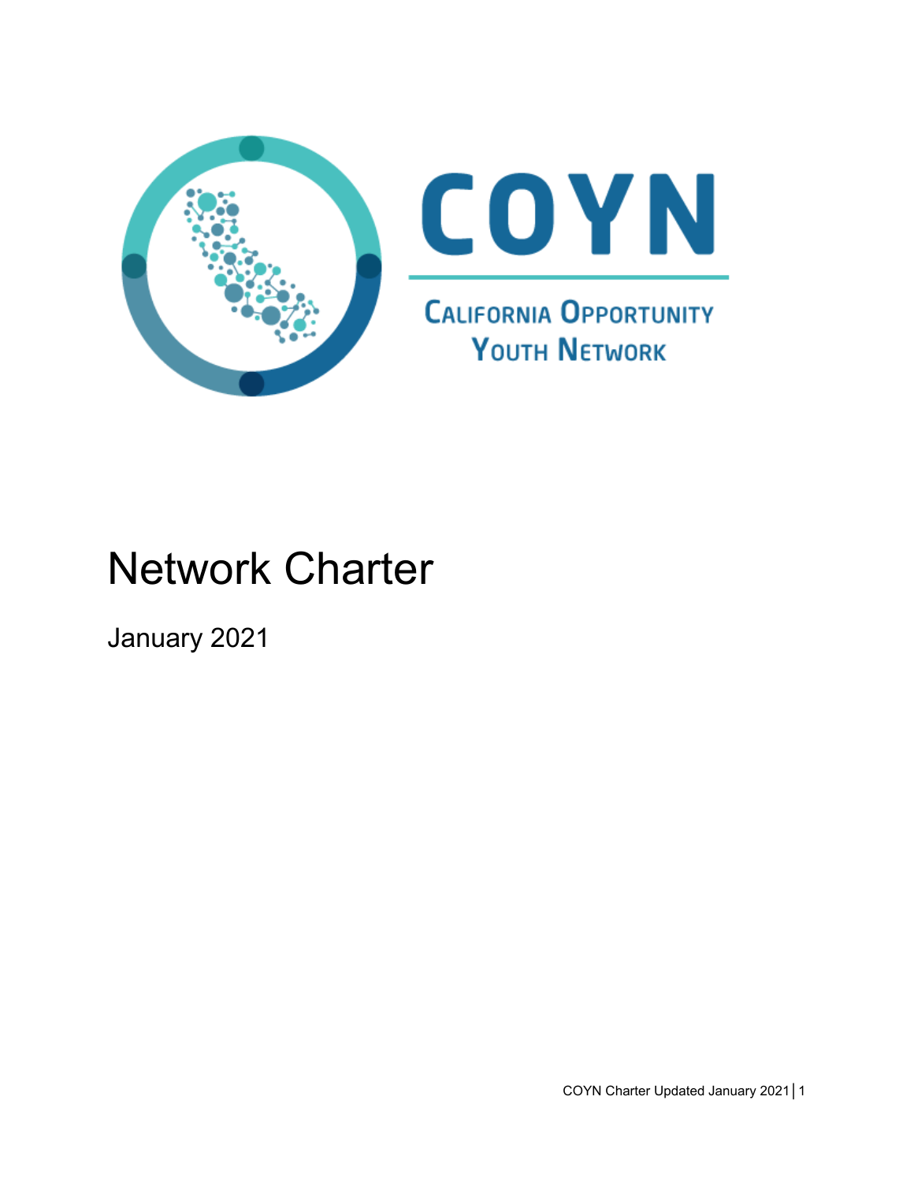# COYN

California Opportunity Youth Network

# Network Charter

January 2021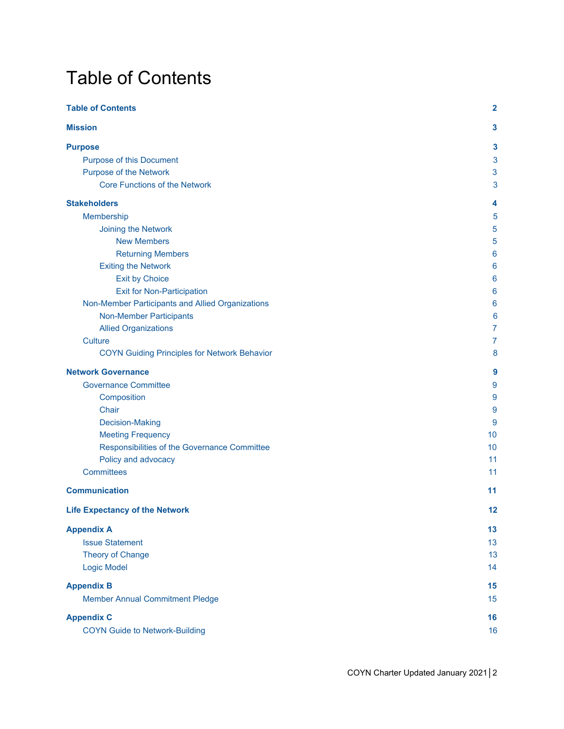# Table of Contents

| | |
|---|---|
| **Table of Contents** | **2** |
| **Mission** | **3** |
| **Purpose** | **3** |
| Purpose of this Document | 3 |
| Purpose of the Network | 3 |
| Core Functions of the Network | 3 |
| **Stakeholders** | **4** |
| Membership | 5 |
| Joining the Network | 5 |
| New Members | 5 |
| Returning Members | 6 |
| Exiting the Network | 6 |
| Exit by Choice | 6 |
| Exit for Non-Participation | 6 |
| Non-Member Participants and Allied Organizations | 6 |
| Non-Member Participants | 6 |
| Allied Organizations | 7 |
| Culture | 7 |
| COYN Guiding Principles for Network Behavior | 8 |
| **Network Governance** | **9** |
| Governance Committee | 9 |
| Composition | 9 |
| Chair | 9 |
| Decision-Making | 9 |
| Meeting Frequency | 10 |
| Responsibilities of the Governance Committee | 10 |
| Policy and advocacy | 11 |
| Committees | 11 |
| **Communication** | **11** |
| **Life Expectancy of the Network** | **12** |
| **Appendix A** | **13** |
| Issue Statement | 13 |
| Theory of Change | 13 |
| Logic Model | 14 |
| **Appendix B** | **15** |
| Member Annual Commitment Pledge | 15 |
| **Appendix C** | **16** |
| COYN Guide to Network-Building | 16 |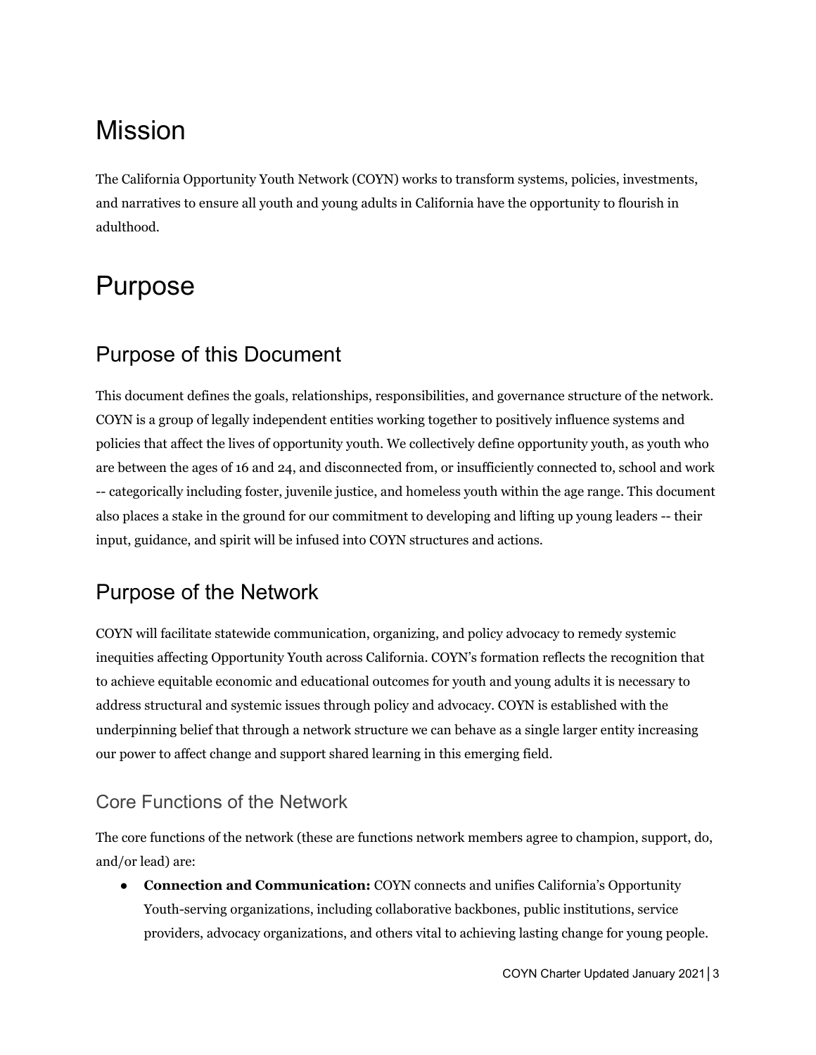# Mission

The California Opportunity Youth Network (COYN) works to transform systems, policies, investments, and narratives to ensure all youth and young adults in California have the opportunity to flourish in adulthood.

# Purpose

## Purpose of this Document

This document defines the goals, relationships, responsibilities, and governance structure of the network. COYN is a group of legally independent entities working together to positively influence systems and policies that affect the lives of opportunity youth. We collectively define opportunity youth, as youth who are between the ages of 16 and 24, and disconnected from, or insufficiently connected to, school and work -- categorically including foster, juvenile justice, and homeless youth within the age range. This document also places a stake in the ground for our commitment to developing and lifting up young leaders -- their input, guidance, and spirit will be infused into COYN structures and actions.

## Purpose of the Network

COYN will facilitate statewide communication, organizing, and policy advocacy to remedy systemic inequities affecting Opportunity Youth across California. COYN's formation reflects the recognition that to achieve equitable economic and educational outcomes for youth and young adults it is necessary to address structural and systemic issues through policy and advocacy. COYN is established with the underpinning belief that through a network structure we can behave as a single larger entity increasing our power to affect change and support shared learning in this emerging field.

### Core Functions of the Network

The core functions of the network (these are functions network members agree to champion, support, do, and/or lead) are:

- **Connection and Communication:** COYN connects and unifies California's Opportunity Youth-serving organizations, including collaborative backbones, public institutions, service providers, advocacy organizations, and others vital to achieving lasting change for young people.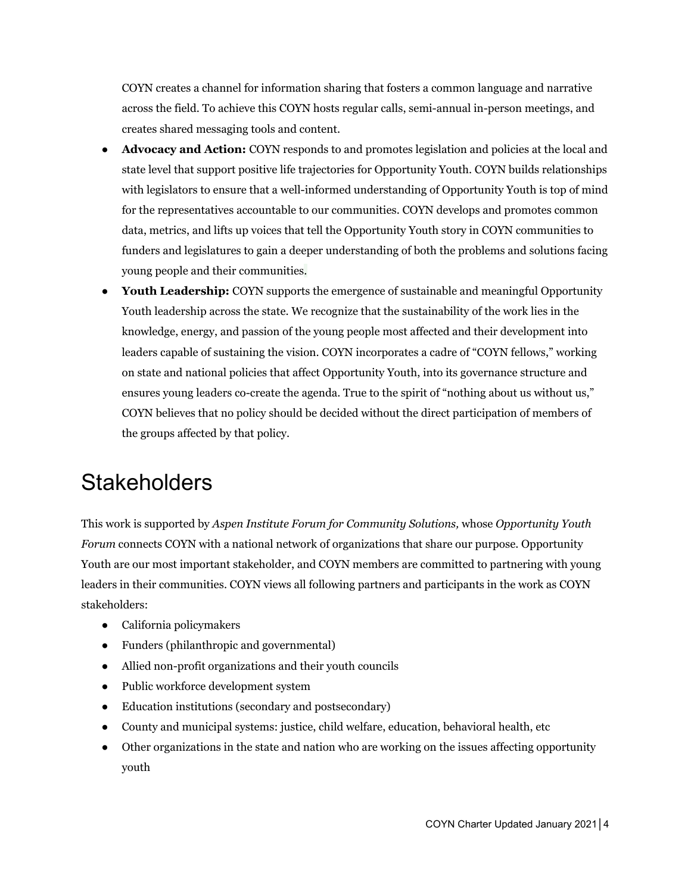COYN creates a channel for information sharing that fosters a common language and narrative across the field. To achieve this COYN hosts regular calls, semi-annual in-person meetings, and creates shared messaging tools and content.

- **Advocacy and Action:** COYN responds to and promotes legislation and policies at the local and state level that support positive life trajectories for Opportunity Youth. COYN builds relationships with legislators to ensure that a well-informed understanding of Opportunity Youth is top of mind for the representatives accountable to our communities. COYN develops and promotes common data, metrics, and lifts up voices that tell the Opportunity Youth story in COYN communities to funders and legislatures to gain a deeper understanding of both the problems and solutions facing young people and their communities.
- **Youth Leadership:** COYN supports the emergence of sustainable and meaningful Opportunity Youth leadership across the state. We recognize that the sustainability of the work lies in the knowledge, energy, and passion of the young people most affected and their development into leaders capable of sustaining the vision. COYN incorporates a cadre of "COYN fellows," working on state and national policies that affect Opportunity Youth, into its governance structure and ensures young leaders co-create the agenda. True to the spirit of "nothing about us without us," COYN believes that no policy should be decided without the direct participation of members of the groups affected by that policy.

# Stakeholders

This work is supported by *Aspen Institute Forum for Community Solutions,* whose *Opportunity Youth Forum* connects COYN with a national network of organizations that share our purpose. Opportunity Youth are our most important stakeholder, and COYN members are committed to partnering with young leaders in their communities. COYN views all following partners and participants in the work as COYN stakeholders:

- California policymakers
- Funders (philanthropic and governmental)
- Allied non-profit organizations and their youth councils
- Public workforce development system
- Education institutions (secondary and postsecondary)
- County and municipal systems: justice, child welfare, education, behavioral health, etc
- Other organizations in the state and nation who are working on the issues affecting opportunity youth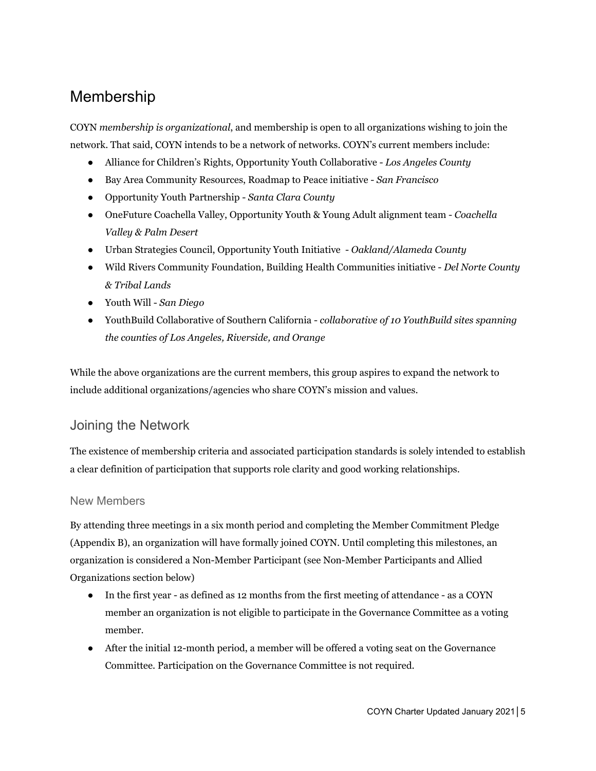# Membership

COYN *membership is organizational*, and membership is open to all organizations wishing to join the network. That said, COYN intends to be a network of networks. COYN's current members include:

- Alliance for Children's Rights, Opportunity Youth Collaborative - *Los Angeles County*
- Bay Area Community Resources, Roadmap to Peace initiative - *San Francisco*
- Opportunity Youth Partnership - *Santa Clara County*
- OneFuture Coachella Valley, Opportunity Youth & Young Adult alignment team - *Coachella Valley & Palm Desert*
- Urban Strategies Council, Opportunity Youth Initiative - *Oakland/Alameda County*
- Wild Rivers Community Foundation, Building Health Communities initiative - *Del Norte County & Tribal Lands*
- Youth Will - *San Diego*
- YouthBuild Collaborative of Southern California - *collaborative of 10 YouthBuild sites spanning the counties of Los Angeles, Riverside, and Orange*

While the above organizations are the current members, this group aspires to expand the network to include additional organizations/agencies who share COYN's mission and values.

## Joining the Network

The existence of membership criteria and associated participation standards is solely intended to establish a clear definition of participation that supports role clarity and good working relationships.

### New Members

By attending three meetings in a six month period and completing the Member Commitment Pledge (Appendix B), an organization will have formally joined COYN. Until completing this milestones, an organization is considered a Non-Member Participant (see Non-Member Participants and Allied Organizations section below)

- In the first year - as defined as 12 months from the first meeting of attendance - as a COYN member an organization is not eligible to participate in the Governance Committee as a voting member.
- After the initial 12-month period, a member will be offered a voting seat on the Governance Committee. Participation on the Governance Committee is not required.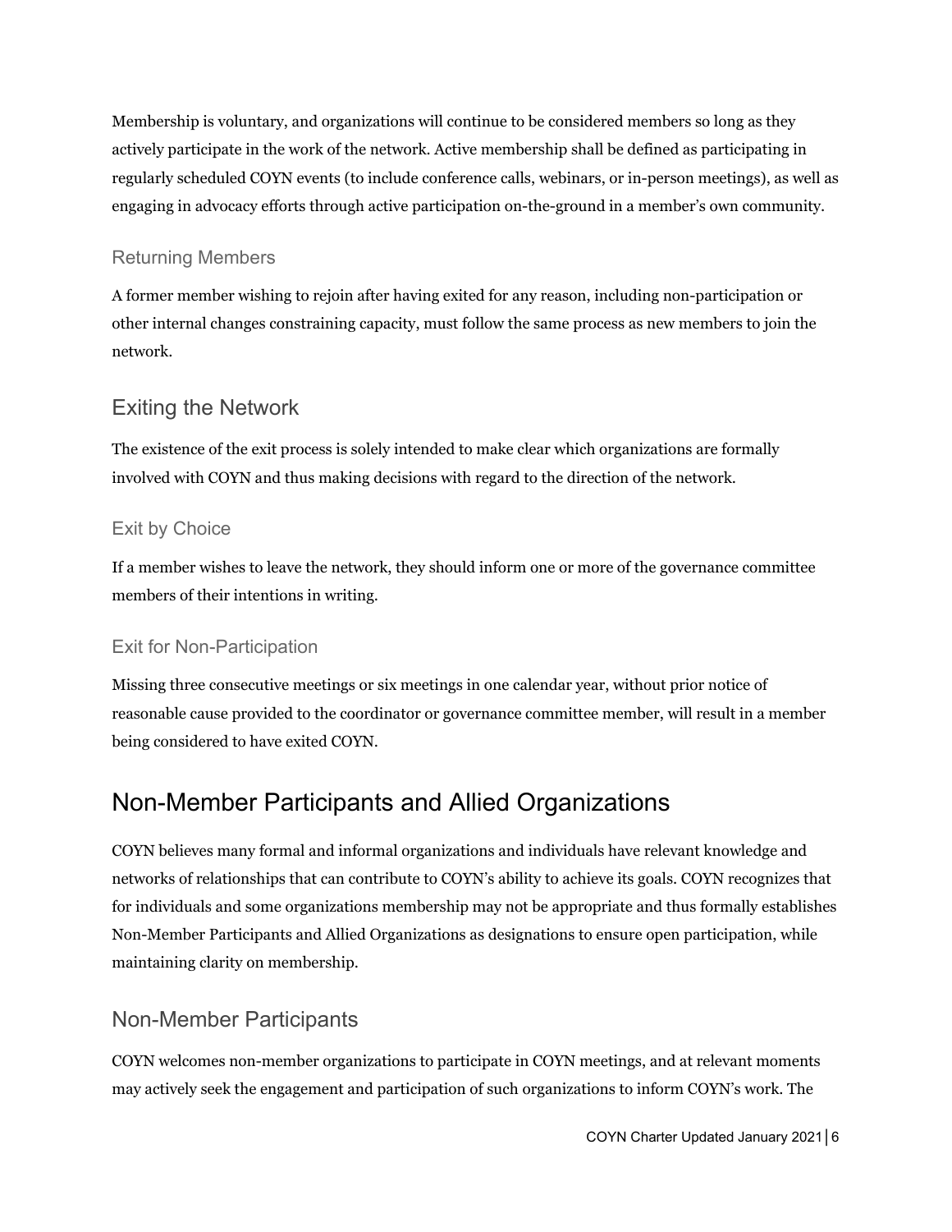Membership is voluntary, and organizations will continue to be considered members so long as they actively participate in the work of the network. Active membership shall be defined as participating in regularly scheduled COYN events (to include conference calls, webinars, or in-person meetings), as well as engaging in advocacy efforts through active participation on-the-ground in a member's own community.

### Returning Members

A former member wishing to rejoin after having exited for any reason, including non-participation or other internal changes constraining capacity, must follow the same process as new members to join the network.

## Exiting the Network

The existence of the exit process is solely intended to make clear which organizations are formally involved with COYN and thus making decisions with regard to the direction of the network.

### Exit by Choice

If a member wishes to leave the network, they should inform one or more of the governance committee members of their intentions in writing.

### Exit for Non-Participation

Missing three consecutive meetings or six meetings in one calendar year, without prior notice of reasonable cause provided to the coordinator or governance committee member, will result in a member being considered to have exited COYN.

# Non-Member Participants and Allied Organizations

COYN believes many formal and informal organizations and individuals have relevant knowledge and networks of relationships that can contribute to COYN's ability to achieve its goals. COYN recognizes that for individuals and some organizations membership may not be appropriate and thus formally establishes Non-Member Participants and Allied Organizations as designations to ensure open participation, while maintaining clarity on membership.

## Non-Member Participants

COYN welcomes non-member organizations to participate in COYN meetings, and at relevant moments may actively seek the engagement and participation of such organizations to inform COYN's work. The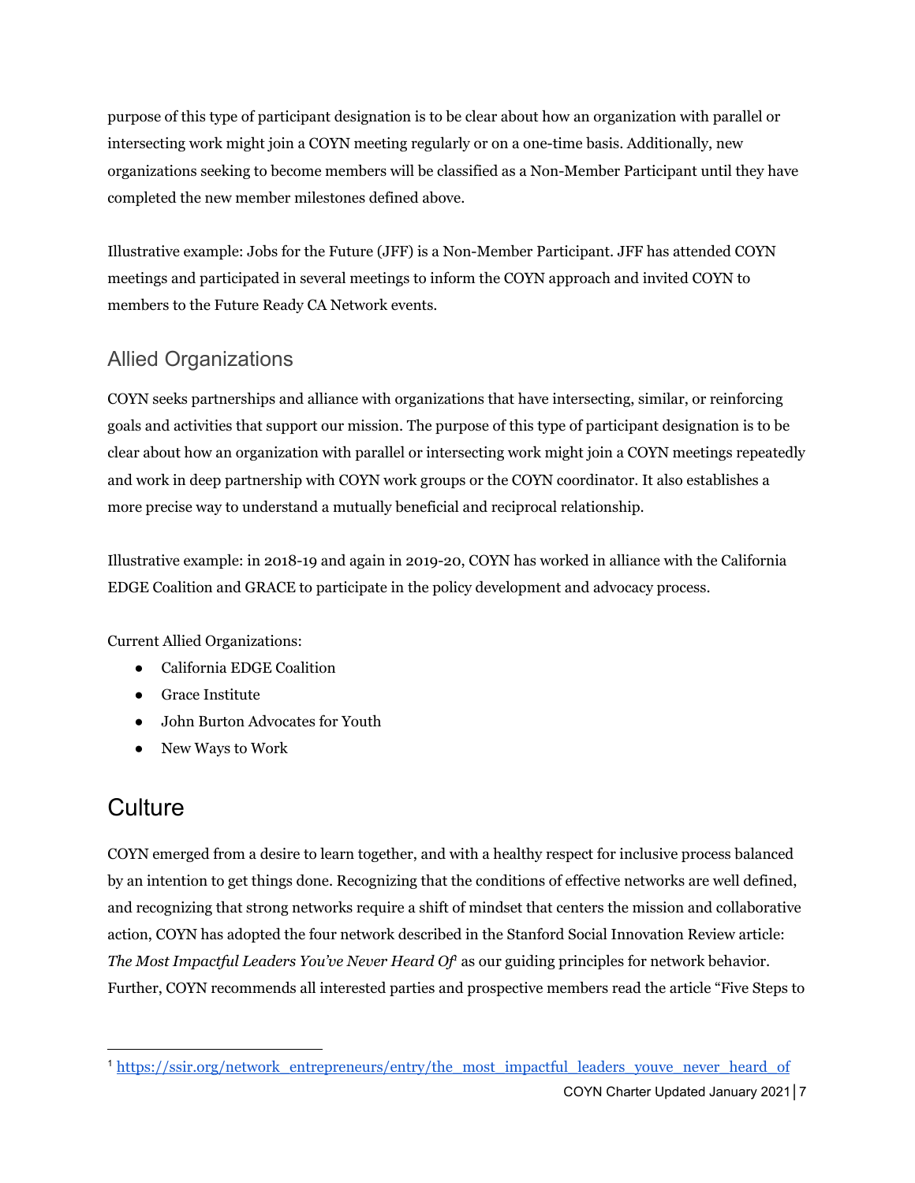purpose of this type of participant designation is to be clear about how an organization with parallel or intersecting work might join a COYN meeting regularly or on a one-time basis. Additionally, new organizations seeking to become members will be classified as a Non-Member Participant until they have completed the new member milestones defined above.

Illustrative example: Jobs for the Future (JFF) is a Non-Member Participant. JFF has attended COYN meetings and participated in several meetings to inform the COYN approach and invited COYN to members to the Future Ready CA Network events.

## Allied Organizations

COYN seeks partnerships and alliance with organizations that have intersecting, similar, or reinforcing goals and activities that support our mission. The purpose of this type of participant designation is to be clear about how an organization with parallel or intersecting work might join a COYN meetings repeatedly and work in deep partnership with COYN work groups or the COYN coordinator. It also establishes a more precise way to understand a mutually beneficial and reciprocal relationship.

Illustrative example: in 2018-19 and again in 2019-20, COYN has worked in alliance with the California EDGE Coalition and GRACE to participate in the policy development and advocacy process.

Current Allied Organizations:

- California EDGE Coalition
- Grace Institute
- John Burton Advocates for Youth
- New Ways to Work

# Culture

COYN emerged from a desire to learn together, and with a healthy respect for inclusive process balanced by an intention to get things done. Recognizing that the conditions of effective networks are well defined, and recognizing that strong networks require a shift of mindset that centers the mission and collaborative action, COYN has adopted the four network described in the Stanford Social Innovation Review article: *The Most Impactful Leaders You've Never Heard Of*[1] as our guiding principles for network behavior. Further, COYN recommends all interested parties and prospective members read the article "Five Steps to

---

[1] https://ssir.org/network_entrepreneurs/entry/the_most_impactful_leaders_youve_never_heard_of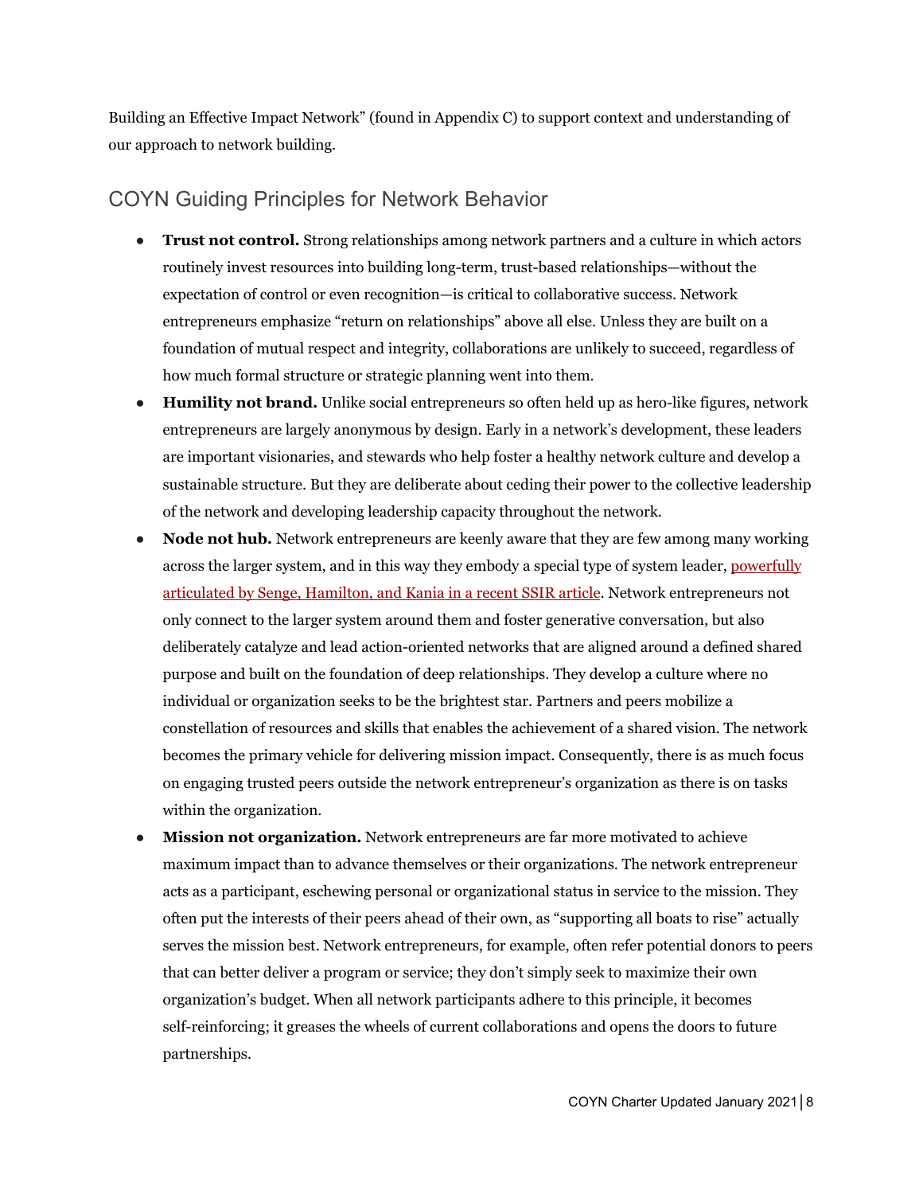Building an Effective Impact Network" (found in Appendix C) to support context and understanding of our approach to network building.

## COYN Guiding Principles for Network Behavior

- **Trust not control.** Strong relationships among network partners and a culture in which actors routinely invest resources into building long-term, trust-based relationships—without the expectation of control or even recognition—is critical to collaborative success. Network entrepreneurs emphasize "return on relationships" above all else. Unless they are built on a foundation of mutual respect and integrity, collaborations are unlikely to succeed, regardless of how much formal structure or strategic planning went into them.
- **Humility not brand.** Unlike social entrepreneurs so often held up as hero-like figures, network entrepreneurs are largely anonymous by design. Early in a network's development, these leaders are important visionaries, and stewards who help foster a healthy network culture and develop a sustainable structure. But they are deliberate about ceding their power to the collective leadership of the network and developing leadership capacity throughout the network.
- **Node not hub.** Network entrepreneurs are keenly aware that they are few among many working across the larger system, and in this way they embody a special type of system leader, powerfully articulated by Senge, Hamilton, and Kania in a recent SSIR article. Network entrepreneurs not only connect to the larger system around them and foster generative conversation, but also deliberately catalyze and lead action-oriented networks that are aligned around a defined shared purpose and built on the foundation of deep relationships. They develop a culture where no individual or organization seeks to be the brightest star. Partners and peers mobilize a constellation of resources and skills that enables the achievement of a shared vision. The network becomes the primary vehicle for delivering mission impact. Consequently, there is as much focus on engaging trusted peers outside the network entrepreneur's organization as there is on tasks within the organization.
- **Mission not organization.** Network entrepreneurs are far more motivated to achieve maximum impact than to advance themselves or their organizations. The network entrepreneur acts as a participant, eschewing personal or organizational status in service to the mission. They often put the interests of their peers ahead of their own, as "supporting all boats to rise" actually serves the mission best. Network entrepreneurs, for example, often refer potential donors to peers that can better deliver a program or service; they don't simply seek to maximize their own organization's budget. When all network participants adhere to this principle, it becomes self-reinforcing; it greases the wheels of current collaborations and opens the doors to future partnerships.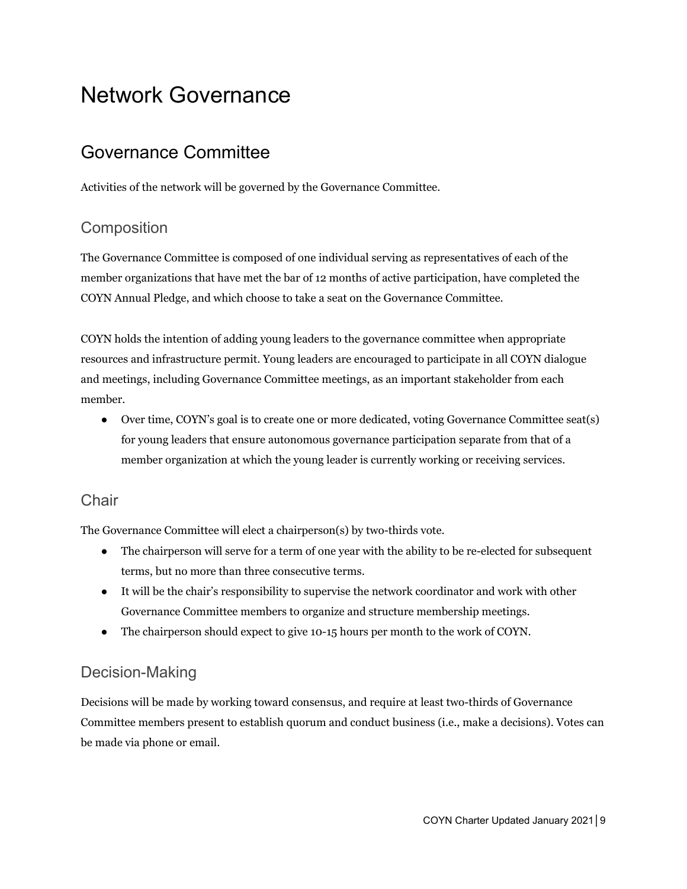# Network Governance

## Governance Committee

Activities of the network will be governed by the Governance Committee.

### Composition

The Governance Committee is composed of one individual serving as representatives of each of the member organizations that have met the bar of 12 months of active participation, have completed the COYN Annual Pledge, and which choose to take a seat on the Governance Committee.

COYN holds the intention of adding young leaders to the governance committee when appropriate resources and infrastructure permit. Young leaders are encouraged to participate in all COYN dialogue and meetings, including Governance Committee meetings, as an important stakeholder from each member.

- Over time, COYN's goal is to create one or more dedicated, voting Governance Committee seat(s) for young leaders that ensure autonomous governance participation separate from that of a member organization at which the young leader is currently working or receiving services.

### Chair

The Governance Committee will elect a chairperson(s) by two-thirds vote.

- The chairperson will serve for a term of one year with the ability to be re-elected for subsequent terms, but no more than three consecutive terms.
- It will be the chair's responsibility to supervise the network coordinator and work with other Governance Committee members to organize and structure membership meetings.
- The chairperson should expect to give 10-15 hours per month to the work of COYN.

### Decision-Making

Decisions will be made by working toward consensus, and require at least two-thirds of Governance Committee members present to establish quorum and conduct business (i.e., make a decisions). Votes can be made via phone or email.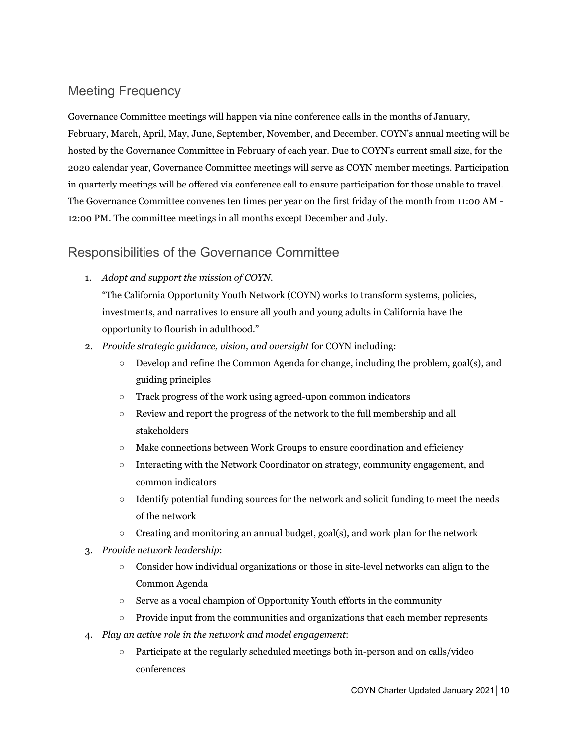## Meeting Frequency

Governance Committee meetings will happen via nine conference calls in the months of January, February, March, April, May, June, September, November, and December. COYN's annual meeting will be hosted by the Governance Committee in February of each year. Due to COYN's current small size, for the 2020 calendar year, Governance Committee meetings will serve as COYN member meetings. Participation in quarterly meetings will be offered via conference call to ensure participation for those unable to travel. The Governance Committee convenes ten times per year on the first friday of the month from 11:00 AM - 12:00 PM. The committee meetings in all months except December and July.

## Responsibilities of the Governance Committee

1. *Adopt and support the mission of COYN.*
   "The California Opportunity Youth Network (COYN) works to transform systems, policies, investments, and narratives to ensure all youth and young adults in California have the opportunity to flourish in adulthood."
2. *Provide strategic guidance, vision, and oversight* for COYN including:
   - Develop and refine the Common Agenda for change, including the problem, goal(s), and guiding principles
   - Track progress of the work using agreed-upon common indicators
   - Review and report the progress of the network to the full membership and all stakeholders
   - Make connections between Work Groups to ensure coordination and efficiency
   - Interacting with the Network Coordinator on strategy, community engagement, and common indicators
   - Identify potential funding sources for the network and solicit funding to meet the needs of the network
   - Creating and monitoring an annual budget, goal(s), and work plan for the network
3. *Provide network leadership*:
   - Consider how individual organizations or those in site-level networks can align to the Common Agenda
   - Serve as a vocal champion of Opportunity Youth efforts in the community
   - Provide input from the communities and organizations that each member represents
4. *Play an active role in the network and model engagement*:
   - Participate at the regularly scheduled meetings both in-person and on calls/video conferences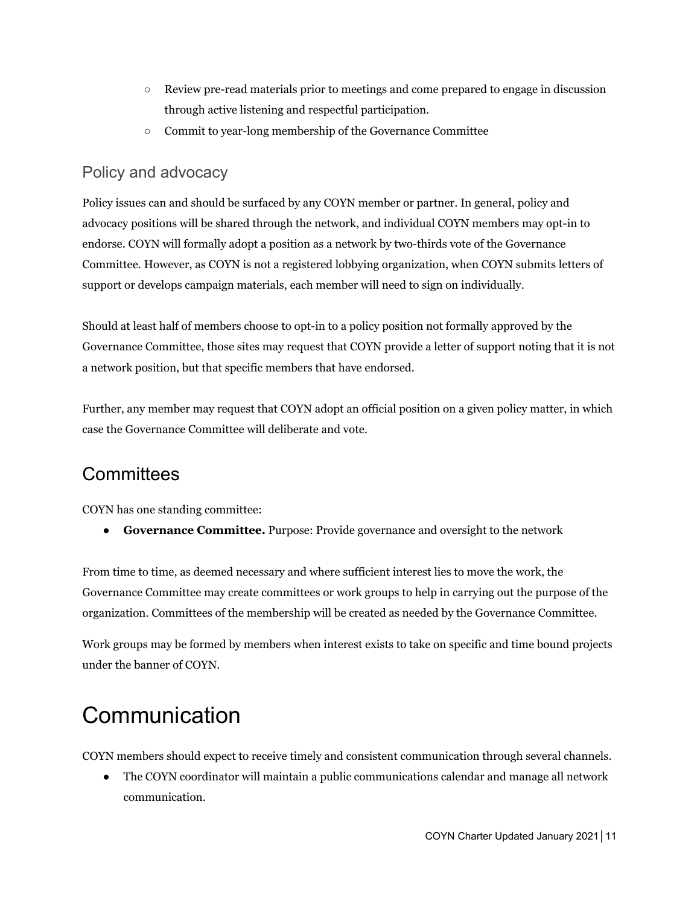- Review pre-read materials prior to meetings and come prepared to engage in discussion through active listening and respectful participation.
    - Commit to year-long membership of the Governance Committee

### Policy and advocacy

Policy issues can and should be surfaced by any COYN member or partner. In general, policy and advocacy positions will be shared through the network, and individual COYN members may opt-in to endorse. COYN will formally adopt a position as a network by two-thirds vote of the Governance Committee. However, as COYN is not a registered lobbying organization, when COYN submits letters of support or develops campaign materials, each member will need to sign on individually.

Should at least half of members choose to opt-in to a policy position not formally approved by the Governance Committee, those sites may request that COYN provide a letter of support noting that it is not a network position, but that specific members that have endorsed.

Further, any member may request that COYN adopt an official position on a given policy matter, in which case the Governance Committee will deliberate and vote.

## Committees

COYN has one standing committee:

- **Governance Committee.** Purpose: Provide governance and oversight to the network

From time to time, as deemed necessary and where sufficient interest lies to move the work, the Governance Committee may create committees or work groups to help in carrying out the purpose of the organization. Committees of the membership will be created as needed by the Governance Committee.

Work groups may be formed by members when interest exists to take on specific and time bound projects under the banner of COYN.

# Communication

COYN members should expect to receive timely and consistent communication through several channels.

- The COYN coordinator will maintain a public communications calendar and manage all network communication.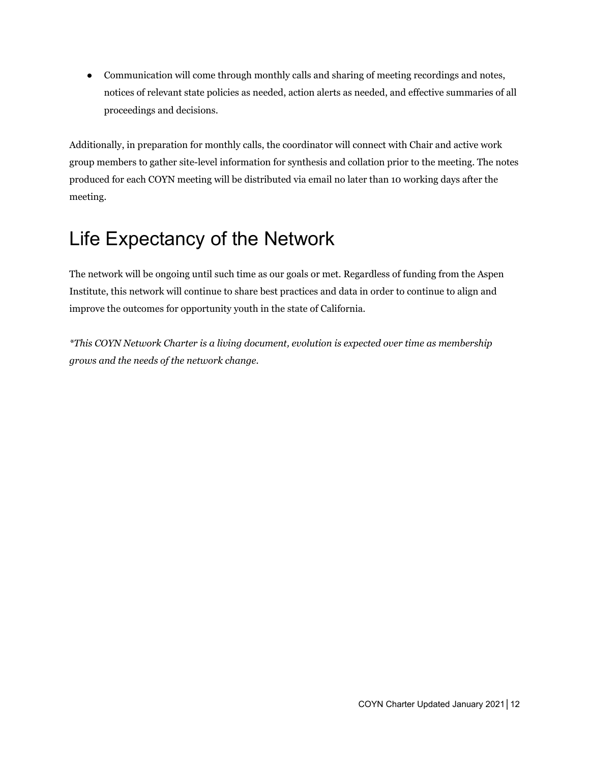- Communication will come through monthly calls and sharing of meeting recordings and notes, notices of relevant state policies as needed, action alerts as needed, and effective summaries of all proceedings and decisions.

Additionally, in preparation for monthly calls, the coordinator will connect with Chair and active work group members to gather site-level information for synthesis and collation prior to the meeting. The notes produced for each COYN meeting will be distributed via email no later than 10 working days after the meeting.

# Life Expectancy of the Network

The network will be ongoing until such time as our goals or met. Regardless of funding from the Aspen Institute, this network will continue to share best practices and data in order to continue to align and improve the outcomes for opportunity youth in the state of California.

*\*This COYN Network Charter is a living document, evolution is expected over time as membership grows and the needs of the network change.*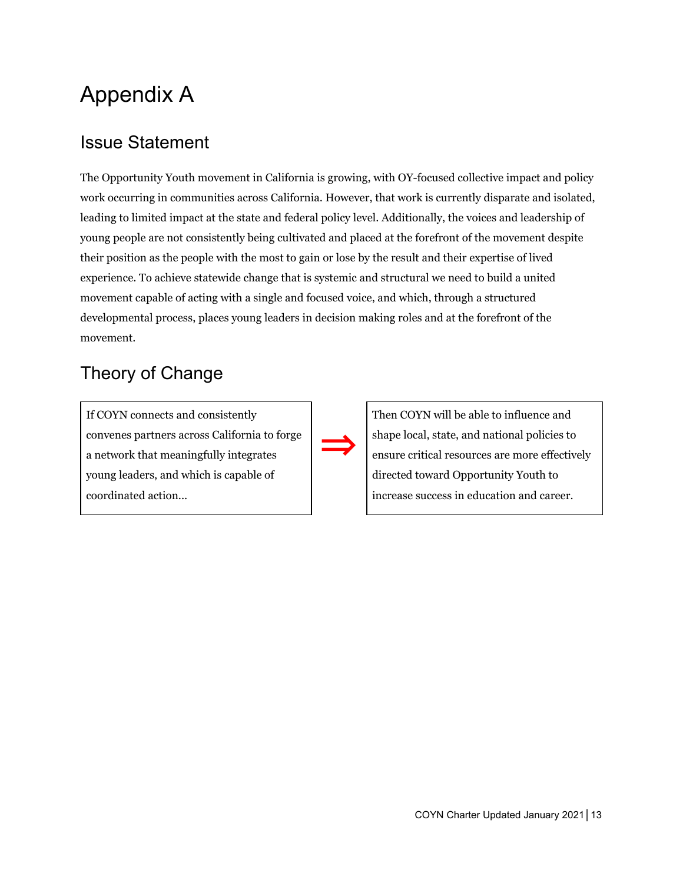# Appendix A

## Issue Statement

The Opportunity Youth movement in California is growing, with OY-focused collective impact and policy work occurring in communities across California. However, that work is currently disparate and isolated, leading to limited impact at the state and federal policy level. Additionally, the voices and leadership of young people are not consistently being cultivated and placed at the forefront of the movement despite their position as the people with the most to gain or lose by the result and their expertise of lived experience. To achieve statewide change that is systemic and structural we need to build a united movement capable of acting with a single and focused voice, and which, through a structured developmental process, places young leaders in decision making roles and at the forefront of the movement.

## Theory of Change

| If COYN connects and consistently convenes partners across California to forge a network that meaningfully integrates young leaders, and which is capable of coordinated action... | ⇒ | Then COYN will be able to influence and shape local, state, and national policies to ensure critical resources are more effectively directed toward Opportunity Youth to increase success in education and career. |
|---|---|---|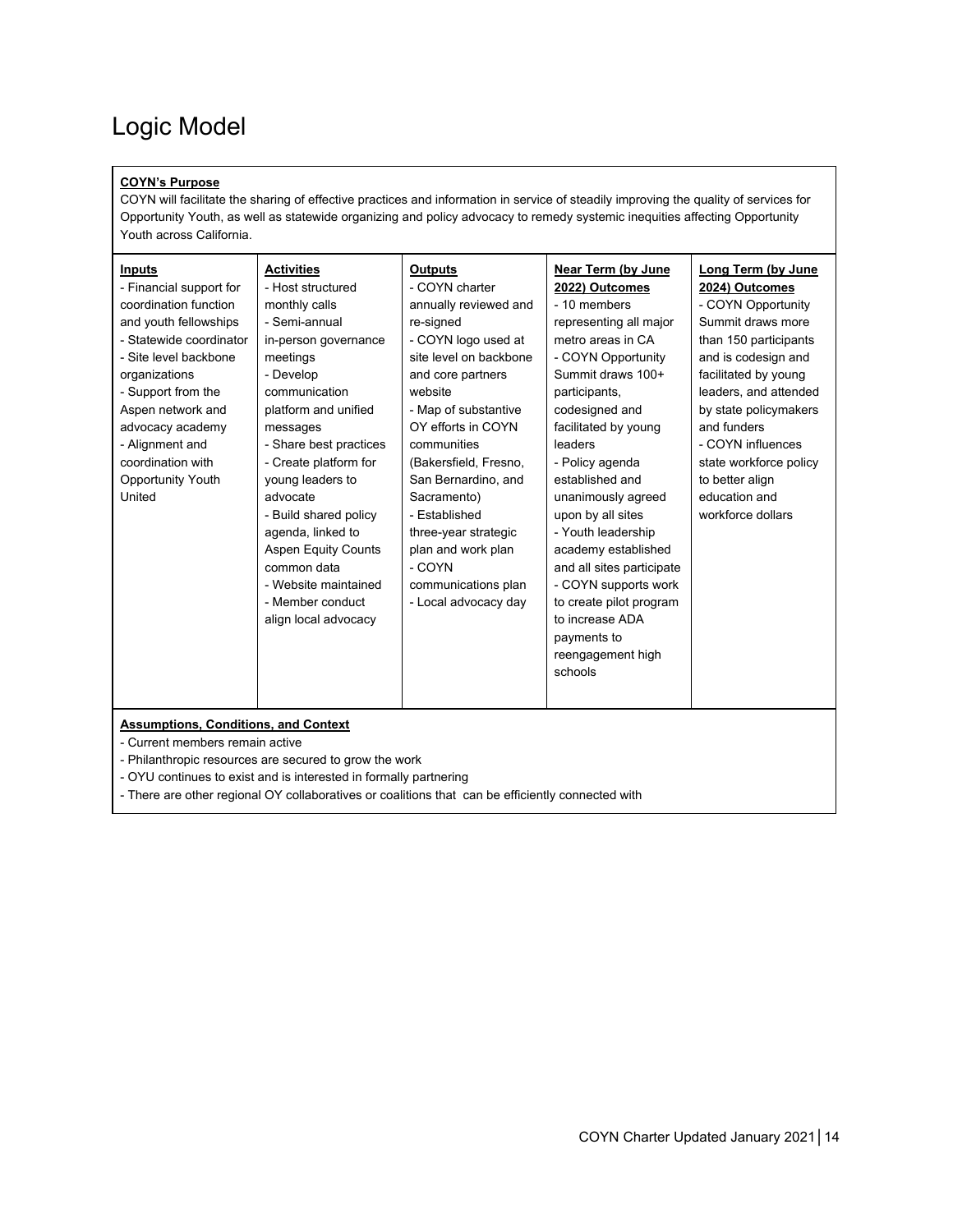# Logic Model

**COYN's Purpose**

COYN will facilitate the sharing of effective practices and information in service of steadily improving the quality of services for Opportunity Youth, as well as statewide organizing and policy advocacy to remedy systemic inequities affecting Opportunity Youth across California.

| **Inputs** | **Activities** | **Outputs** | **Near Term (by June 2022) Outcomes** | **Long Term (by June 2024) Outcomes** |
|---|---|---|---|---|
| - Financial support for coordination function and youth fellowships<br>- Statewide coordinator<br>- Site level backbone organizations<br>- Support from the Aspen network and advocacy academy<br>- Alignment and coordination with Opportunity Youth United | - Host structured monthly calls<br>- Semi-annual in-person governance meetings<br>- Develop communication platform and unified messages<br>- Share best practices<br>- Create platform for young leaders to advocate<br>- Build shared policy agenda, linked to Aspen Equity Counts common data<br>- Website maintained<br>- Member conduct align local advocacy | - COYN charter annually reviewed and re-signed<br>- COYN logo used at site level on backbone and core partners website<br>- Map of substantive OY efforts in COYN communities (Bakersfield, Fresno, San Bernardino, and Sacramento)<br>- Established three-year strategic plan and work plan<br>- COYN communications plan<br>- Local advocacy day | - 10 members representing all major metro areas in CA<br>- COYN Opportunity Summit draws 100+ participants, codesigned and facilitated by young leaders<br>- Policy agenda established and unanimously agreed upon by all sites<br>- Youth leadership academy established and all sites participate<br>- COYN supports work to create pilot program to increase ADA payments to reengagement high schools | - COYN Opportunity Summit draws more than 150 participants and is codesign and facilitated by young leaders, and attended by state policymakers and funders<br>- COYN influences state workforce policy to better align education and workforce dollars |

**Assumptions, Conditions, and Context**

- Current members remain active
- Philanthropic resources are secured to grow the work
- OYU continues to exist and is interested in formally partnering
- There are other regional OY collaboratives or coalitions that can be efficiently connected with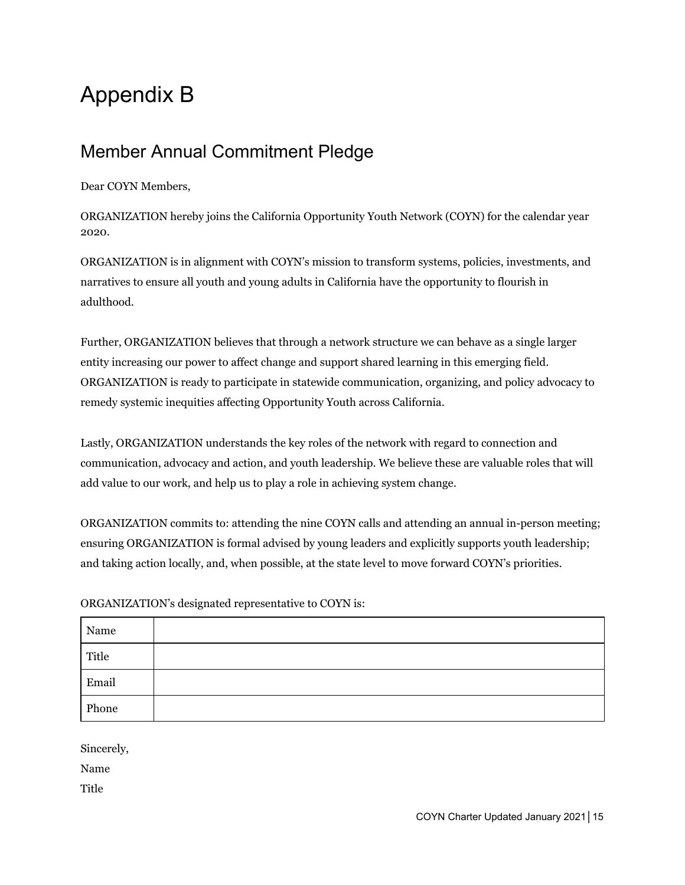# Appendix B

## Member Annual Commitment Pledge

Dear COYN Members,

ORGANIZATION hereby joins the California Opportunity Youth Network (COYN) for the calendar year 2020.

ORGANIZATION is in alignment with COYN's mission to transform systems, policies, investments, and narratives to ensure all youth and young adults in California have the opportunity to flourish in adulthood.

Further, ORGANIZATION believes that through a network structure we can behave as a single larger entity increasing our power to affect change and support shared learning in this emerging field. ORGANIZATION is ready to participate in statewide communication, organizing, and policy advocacy to remedy systemic inequities affecting Opportunity Youth across California.

Lastly, ORGANIZATION understands the key roles of the network with regard to connection and communication, advocacy and action, and youth leadership. We believe these are valuable roles that will add value to our work, and help us to play a role in achieving system change.

ORGANIZATION commits to: attending the nine COYN calls and attending an annual in-person meeting; ensuring ORGANIZATION is formal advised by young leaders and explicitly supports youth leadership; and taking action locally, and, when possible, at the state level to move forward COYN's priorities.

ORGANIZATION's designated representative to COYN is:

| | |
|---|---|
| Name | |
| Title | |
| Email | |
| Phone | |

Sincerely,

Name

Title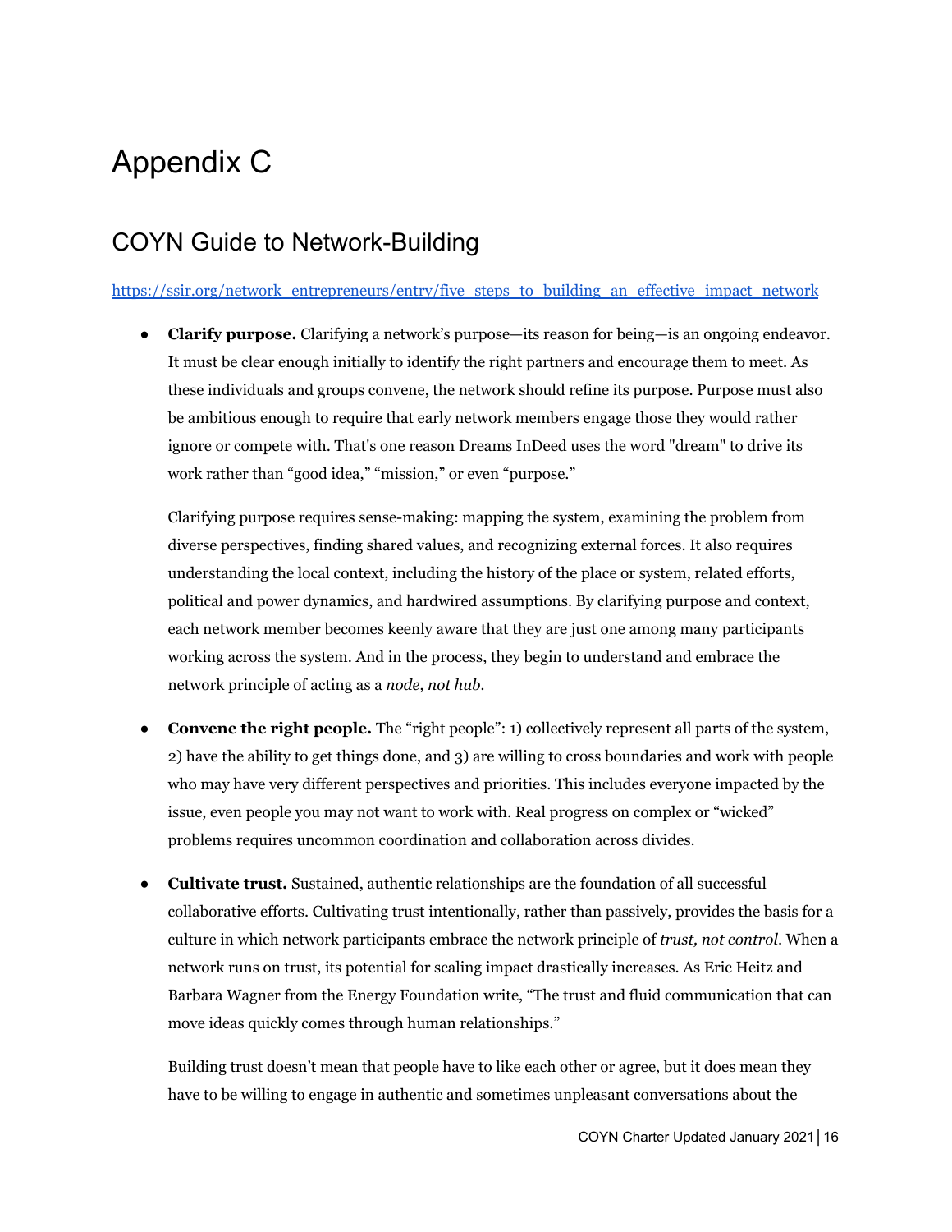# Appendix C

## COYN Guide to Network-Building

https://ssir.org/network_entrepreneurs/entry/five_steps_to_building_an_effective_impact_network

- **Clarify purpose.** Clarifying a network's purpose—its reason for being—is an ongoing endeavor. It must be clear enough initially to identify the right partners and encourage them to meet. As these individuals and groups convene, the network should refine its purpose. Purpose must also be ambitious enough to require that early network members engage those they would rather ignore or compete with. That's one reason Dreams InDeed uses the word "dream" to drive its work rather than "good idea," "mission," or even "purpose."

  Clarifying purpose requires sense-making: mapping the system, examining the problem from diverse perspectives, finding shared values, and recognizing external forces. It also requires understanding the local context, including the history of the place or system, related efforts, political and power dynamics, and hardwired assumptions. By clarifying purpose and context, each network member becomes keenly aware that they are just one among many participants working across the system. And in the process, they begin to understand and embrace the network principle of acting as a *node, not hub.*

- **Convene the right people.** The "right people": 1) collectively represent all parts of the system, 2) have the ability to get things done, and 3) are willing to cross boundaries and work with people who may have very different perspectives and priorities. This includes everyone impacted by the issue, even people you may not want to work with. Real progress on complex or "wicked" problems requires uncommon coordination and collaboration across divides.

- **Cultivate trust.** Sustained, authentic relationships are the foundation of all successful collaborative efforts. Cultivating trust intentionally, rather than passively, provides the basis for a culture in which network participants embrace the network principle of *trust, not control.* When a network runs on trust, its potential for scaling impact drastically increases. As Eric Heitz and Barbara Wagner from the Energy Foundation write, "The trust and fluid communication that can move ideas quickly comes through human relationships."

  Building trust doesn't mean that people have to like each other or agree, but it does mean they have to be willing to engage in authentic and sometimes unpleasant conversations about the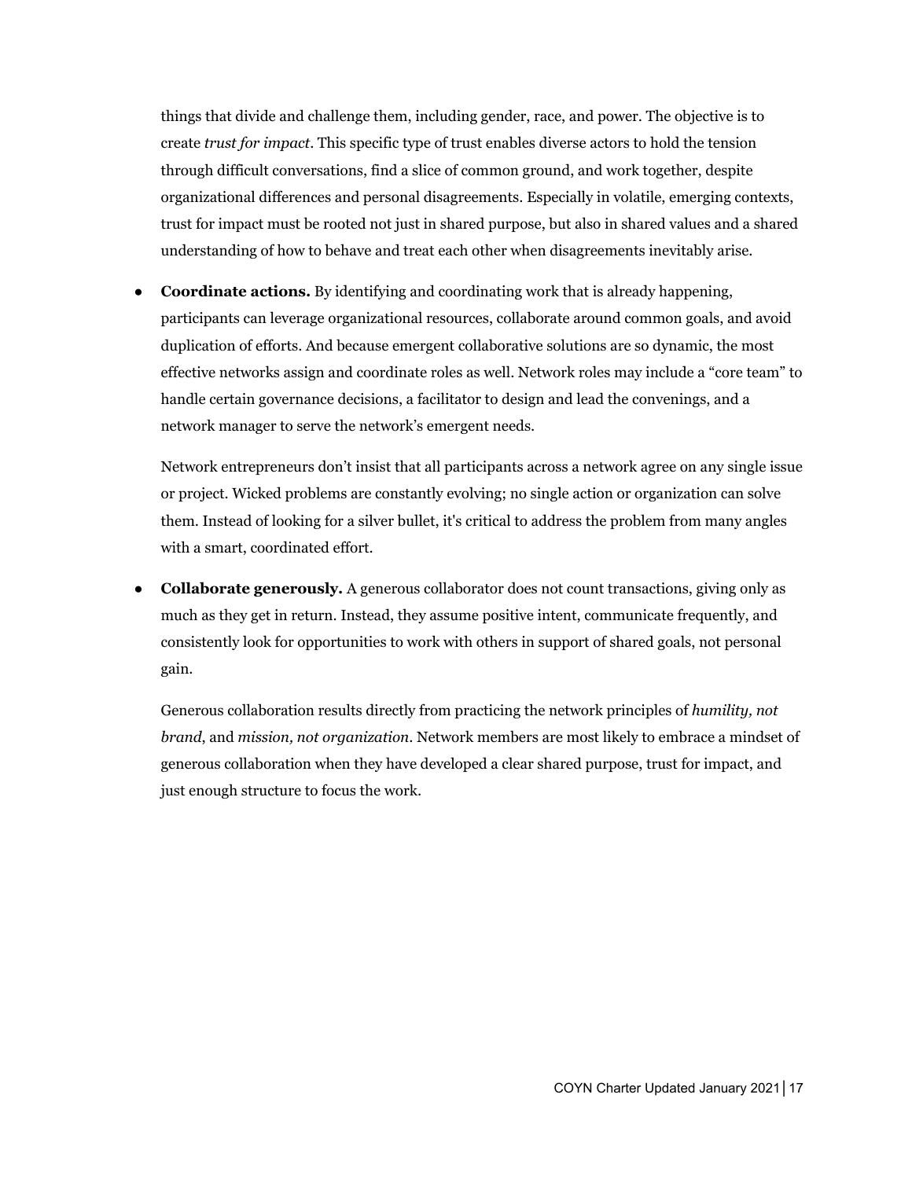things that divide and challenge them, including gender, race, and power. The objective is to create *trust for impact*. This specific type of trust enables diverse actors to hold the tension through difficult conversations, find a slice of common ground, and work together, despite organizational differences and personal disagreements. Especially in volatile, emerging contexts, trust for impact must be rooted not just in shared purpose, but also in shared values and a shared understanding of how to behave and treat each other when disagreements inevitably arise.

- **Coordinate actions.** By identifying and coordinating work that is already happening, participants can leverage organizational resources, collaborate around common goals, and avoid duplication of efforts. And because emergent collaborative solutions are so dynamic, the most effective networks assign and coordinate roles as well. Network roles may include a "core team" to handle certain governance decisions, a facilitator to design and lead the convenings, and a network manager to serve the network's emergent needs.

  Network entrepreneurs don't insist that all participants across a network agree on any single issue or project. Wicked problems are constantly evolving; no single action or organization can solve them. Instead of looking for a silver bullet, it's critical to address the problem from many angles with a smart, coordinated effort.

- **Collaborate generously.** A generous collaborator does not count transactions, giving only as much as they get in return. Instead, they assume positive intent, communicate frequently, and consistently look for opportunities to work with others in support of shared goals, not personal gain.

  Generous collaboration results directly from practicing the network principles of *humility, not brand*, and *mission, not organization*. Network members are most likely to embrace a mindset of generous collaboration when they have developed a clear shared purpose, trust for impact, and just enough structure to focus the work.